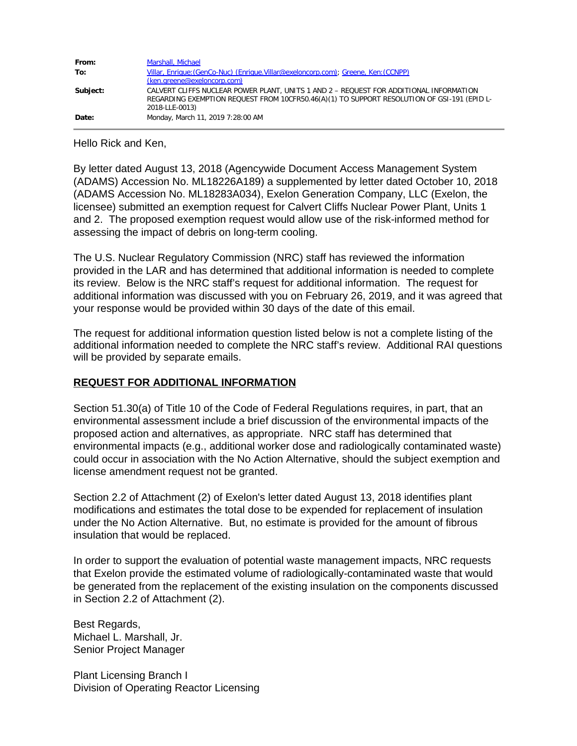| | |
|---|---|
| **From:** | Marshall, Michael |
| **To:** | Villar, Enrique:(GenCo-Nuc) (Enrique.Villar@exeloncorp.com); Greene, Ken:(CCNPP) (ken.greene@exeloncorp.com) |
| **Subject:** | CALVERT CLIFFS NUCLEAR POWER PLANT, UNITS 1 AND 2 – REQUEST FOR ADDITIONAL INFORMATION REGARDING EXEMPTION REQUEST FROM 10CFR50.46(A)(1) TO SUPPORT RESOLUTION OF GSI-191 (EPID L-2018-LLE-0013) |
| **Date:** | Monday, March 11, 2019 7:28:00 AM |

Hello Rick and Ken,

By letter dated August 13, 2018 (Agencywide Document Access Management System (ADAMS) Accession No. ML18226A189) a supplemented by letter dated October 10, 2018 (ADAMS Accession No. ML18283A034), Exelon Generation Company, LLC (Exelon, the licensee) submitted an exemption request for Calvert Cliffs Nuclear Power Plant, Units 1 and 2. The proposed exemption request would allow use of the risk-informed method for assessing the impact of debris on long-term cooling.

The U.S. Nuclear Regulatory Commission (NRC) staff has reviewed the information provided in the LAR and has determined that additional information is needed to complete its review. Below is the NRC staff's request for additional information. The request for additional information was discussed with you on February 26, 2019, and it was agreed that your response would be provided within 30 days of the date of this email.

The request for additional information question listed below is not a complete listing of the additional information needed to complete the NRC staff's review. Additional RAI questions will be provided by separate emails.

**REQUEST FOR ADDITIONAL INFORMATION**

Section 51.30(a) of Title 10 of the Code of Federal Regulations requires, in part, that an environmental assessment include a brief discussion of the environmental impacts of the proposed action and alternatives, as appropriate. NRC staff has determined that environmental impacts (e.g., additional worker dose and radiologically contaminated waste) could occur in association with the No Action Alternative, should the subject exemption and license amendment request not be granted.

Section 2.2 of Attachment (2) of Exelon's letter dated August 13, 2018 identifies plant modifications and estimates the total dose to be expended for replacement of insulation under the No Action Alternative. But, no estimate is provided for the amount of fibrous insulation that would be replaced.

In order to support the evaluation of potential waste management impacts, NRC requests that Exelon provide the estimated volume of radiologically-contaminated waste that would be generated from the replacement of the existing insulation on the components discussed in Section 2.2 of Attachment (2).

Best Regards,
Michael L. Marshall, Jr.
Senior Project Manager

Plant Licensing Branch I
Division of Operating Reactor Licensing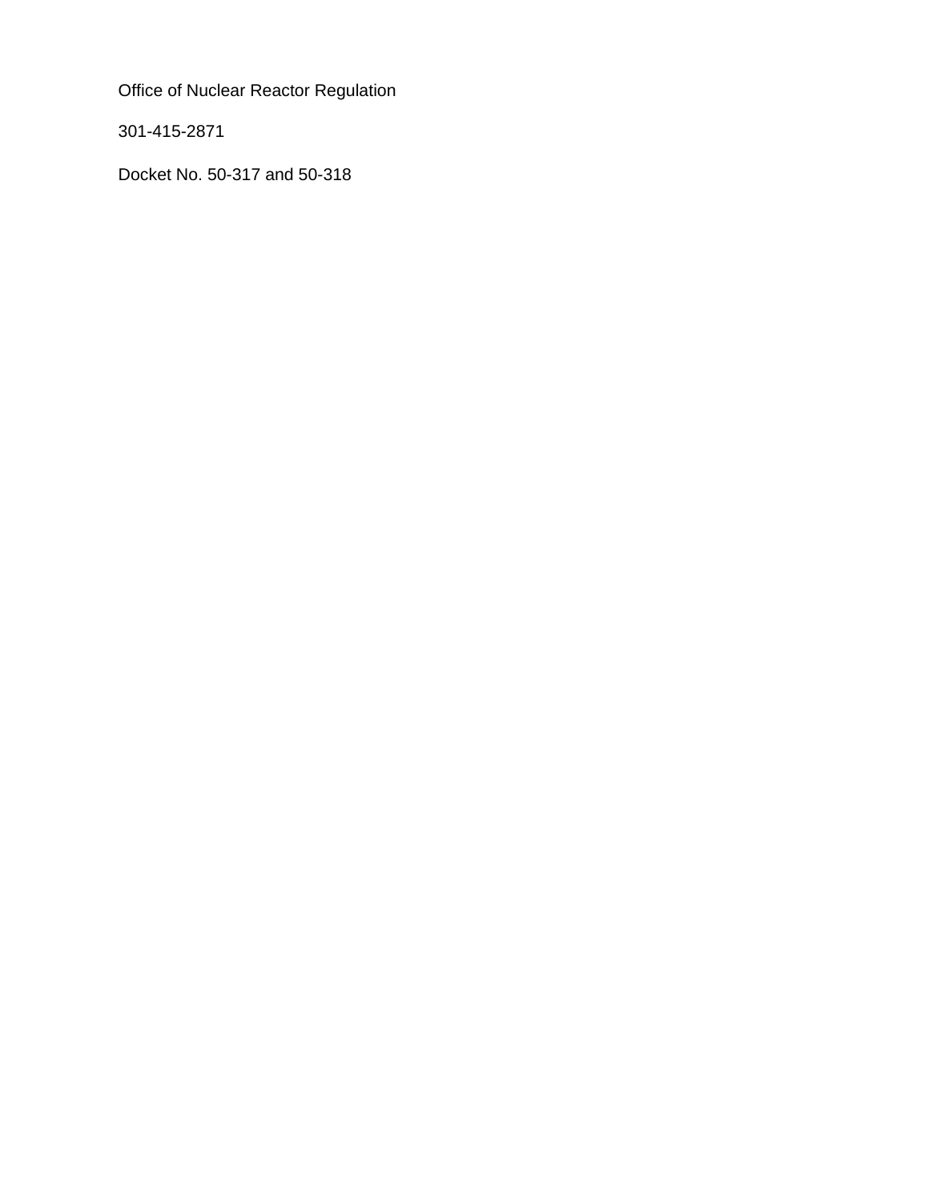Office of Nuclear Reactor Regulation

301-415-2871

Docket No. 50-317 and 50-318